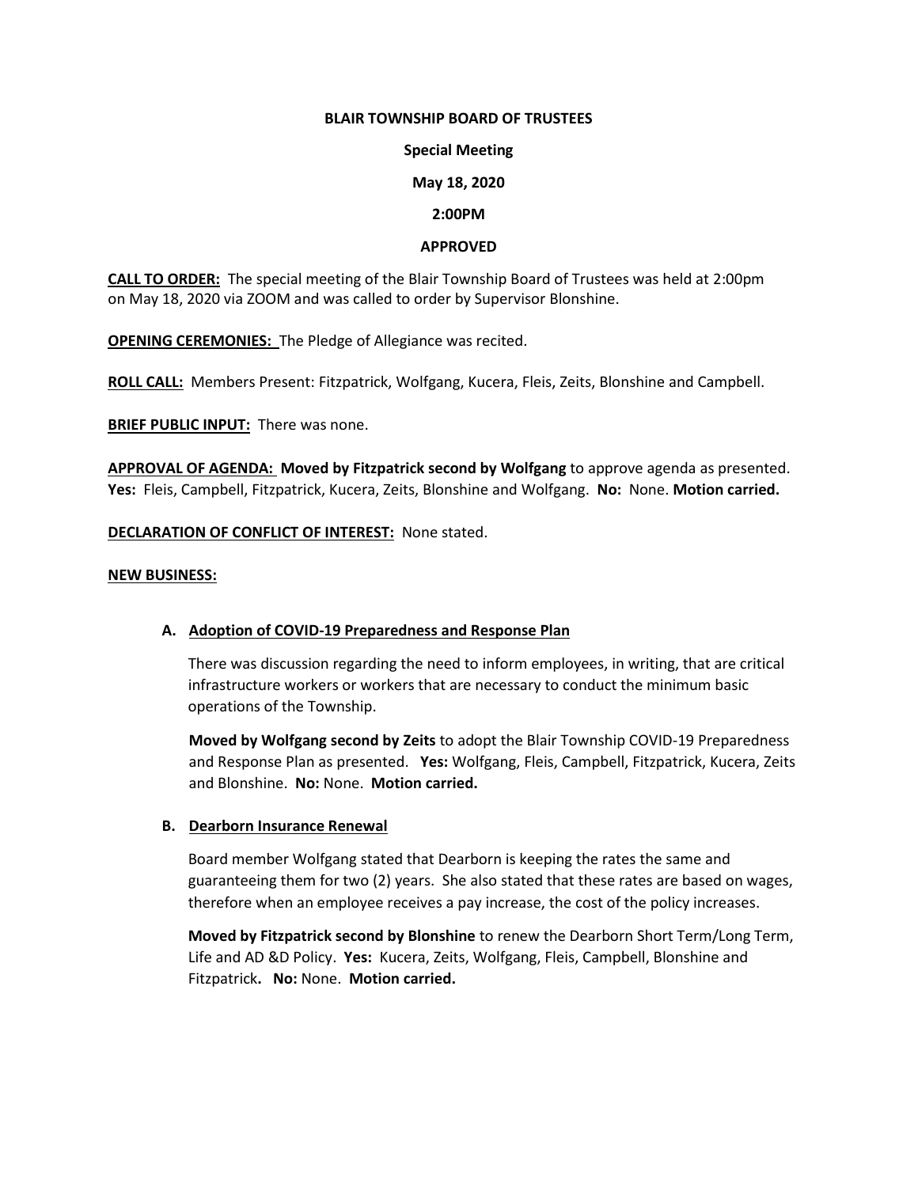**BLAIR TOWNSHIP BOARD OF TRUSTEES**

**Special Meeting**

**May 18, 2020**

**2:00PM**

**APPROVED**

**CALL TO ORDER:** The special meeting of the Blair Township Board of Trustees was held at 2:00pm on May 18, 2020 via ZOOM and was called to order by Supervisor Blonshine.

**OPENING CEREMONIES:** The Pledge of Allegiance was recited.

**ROLL CALL:** Members Present: Fitzpatrick, Wolfgang, Kucera, Fleis, Zeits, Blonshine and Campbell.

**BRIEF PUBLIC INPUT:** There was none.

**APPROVAL OF AGENDA: Moved by Fitzpatrick second by Wolfgang** to approve agenda as presented. **Yes:** Fleis, Campbell, Fitzpatrick, Kucera, Zeits, Blonshine and Wolfgang. **No:** None. **Motion carried.**

**DECLARATION OF CONFLICT OF INTEREST:** None stated.

**NEW BUSINESS:**

**A. Adoption of COVID-19 Preparedness and Response Plan**

There was discussion regarding the need to inform employees, in writing, that are critical infrastructure workers or workers that are necessary to conduct the minimum basic operations of the Township.

**Moved by Wolfgang second by Zeits** to adopt the Blair Township COVID-19 Preparedness and Response Plan as presented. **Yes:** Wolfgang, Fleis, Campbell, Fitzpatrick, Kucera, Zeits and Blonshine. **No:** None. **Motion carried.**

**B. Dearborn Insurance Renewal**

Board member Wolfgang stated that Dearborn is keeping the rates the same and guaranteeing them for two (2) years. She also stated that these rates are based on wages, therefore when an employee receives a pay increase, the cost of the policy increases.

**Moved by Fitzpatrick second by Blonshine** to renew the Dearborn Short Term/Long Term, Life and AD &D Policy. **Yes:** Kucera, Zeits, Wolfgang, Fleis, Campbell, Blonshine and Fitzpatrick**. No:** None. **Motion carried.**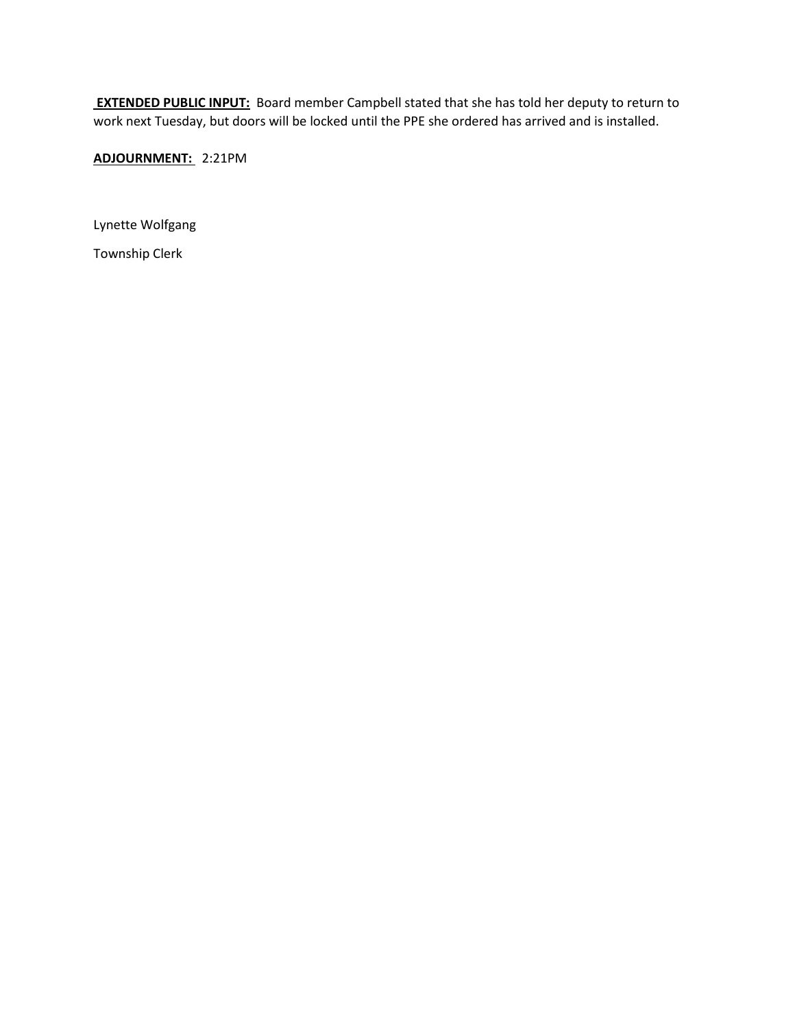**EXTENDED PUBLIC INPUT:** Board member Campbell stated that she has told her deputy to return to work next Tuesday, but doors will be locked until the PPE she ordered has arrived and is installed.

**ADJOURNMENT:** 2:21PM

Lynette Wolfgang

Township Clerk